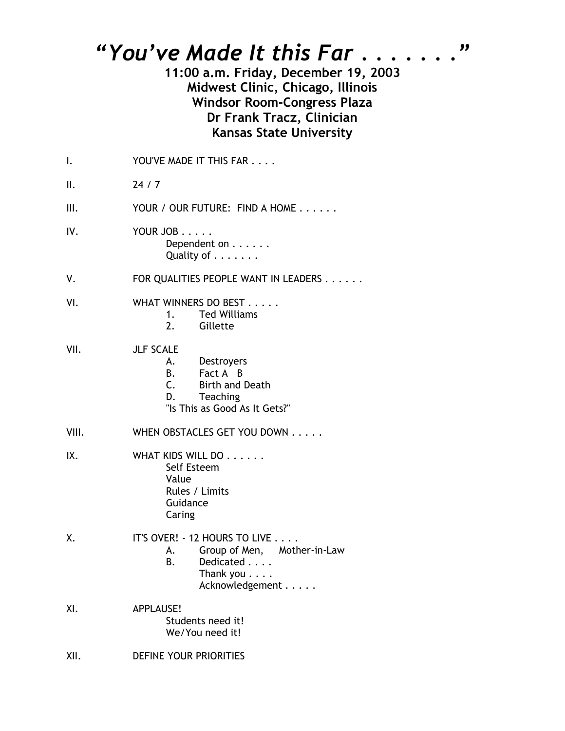# *"You've Made It this Far . . . . . . ."*

**11:00 a.m. Friday, December 19, 2003**
**Midwest Clinic, Chicago, Illinois**
**Windsor Room–Congress Plaza**
**Dr Frank Tracz, Clinician**
**Kansas State University**

I. YOU'VE MADE IT THIS FAR . . . .

II. 24 / 7

III. YOUR / OUR FUTURE: FIND A HOME . . . . . .

IV. YOUR JOB . . . . .
 Dependent on . . . . . .
 Quality of . . . . . . .

V. FOR QUALITIES PEOPLE WANT IN LEADERS . . . . . .

VI. WHAT WINNERS DO BEST . . . . .
 1. Ted Williams
 2. Gillette

VII. JLF SCALE
 A. Destroyers
 B. Fact A B
 C. Birth and Death
 D. Teaching
 "Is This as Good As It Gets?"

VIII. WHEN OBSTACLES GET YOU DOWN . . . . .

IX. WHAT KIDS WILL DO . . . . . .
 Self Esteem
 Value
 Rules / Limits
 Guidance
 Caring

X. IT'S OVER! - 12 HOURS TO LIVE . . . .
 A. Group of Men, Mother-in-Law
 B. Dedicated . . . .
 Thank you . . . .
 Acknowledgement . . . . .

XI. APPLAUSE!
 Students need it!
 We/You need it!

XII. DEFINE YOUR PRIORITIES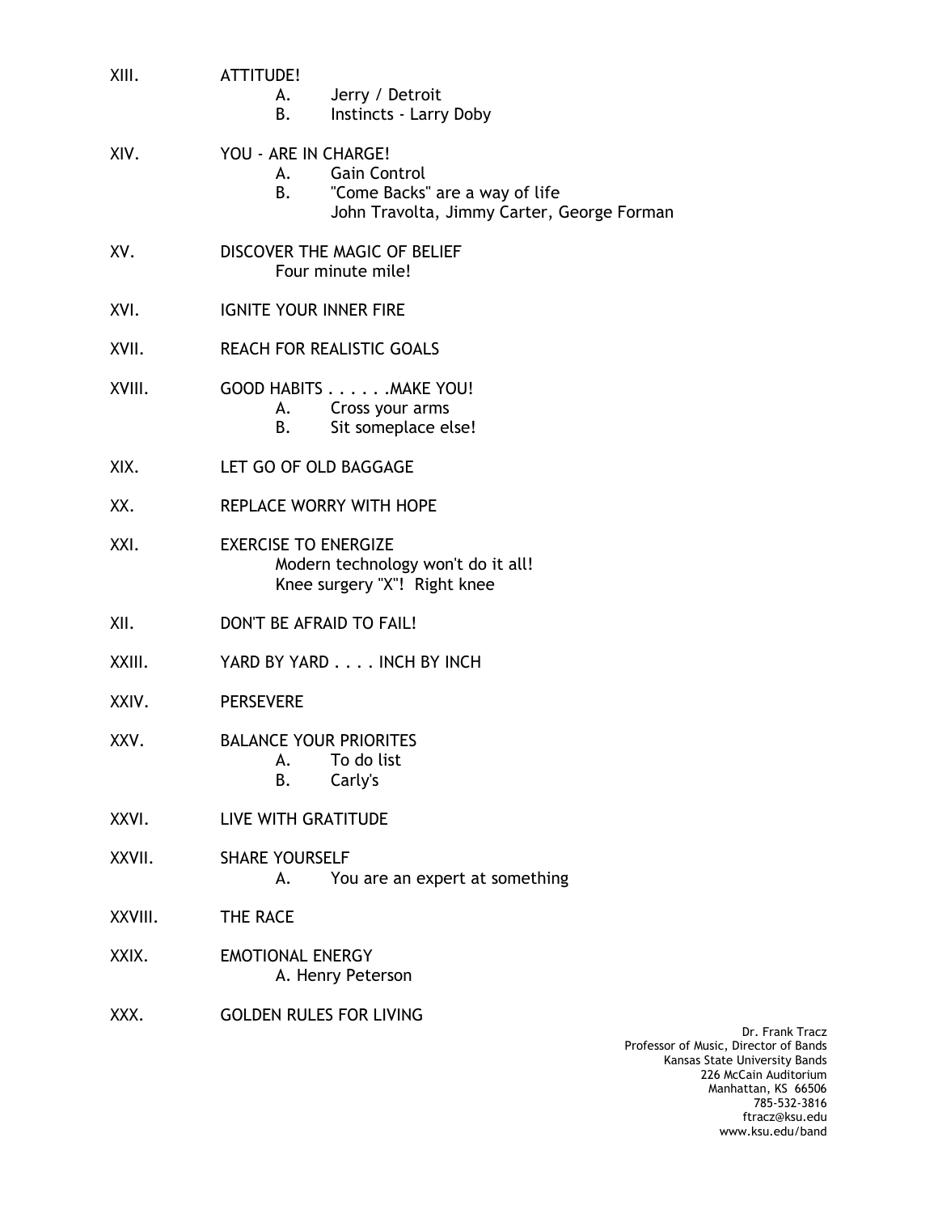XIII. ATTITUDE!
  - A. Jerry / Detroit
  - B. Instincts - Larry Doby

XIV. YOU - ARE IN CHARGE!
  - A. Gain Control
  - B. "Come Backs" are a way of life
    John Travolta, Jimmy Carter, George Forman

XV. DISCOVER THE MAGIC OF BELIEF
  Four minute mile!

XVI. IGNITE YOUR INNER FIRE

XVII. REACH FOR REALISTIC GOALS

XVIII. GOOD HABITS . . . . . .MAKE YOU!
  - A. Cross your arms
  - B. Sit someplace else!

XIX. LET GO OF OLD BAGGAGE

XX. REPLACE WORRY WITH HOPE

XXI. EXERCISE TO ENERGIZE
  Modern technology won't do it all!
  Knee surgery "X"! Right knee

XII. DON'T BE AFRAID TO FAIL!

XXIII. YARD BY YARD . . . . INCH BY INCH

XXIV. PERSEVERE

XXV. BALANCE YOUR PRIORITES
  - A. To do list
  - B. Carly's

XXVI. LIVE WITH GRATITUDE

XXVII. SHARE YOURSELF
  - A. You are an expert at something

XXVIII. THE RACE

XXIX. EMOTIONAL ENERGY
  - A. Henry Peterson

XXX. GOLDEN RULES FOR LIVING

Dr. Frank Tracz
Professor of Music, Director of Bands
Kansas State University Bands
226 McCain Auditorium
Manhattan, KS 66506
785-532-3816
ftracz@ksu.edu
www.ksu.edu/band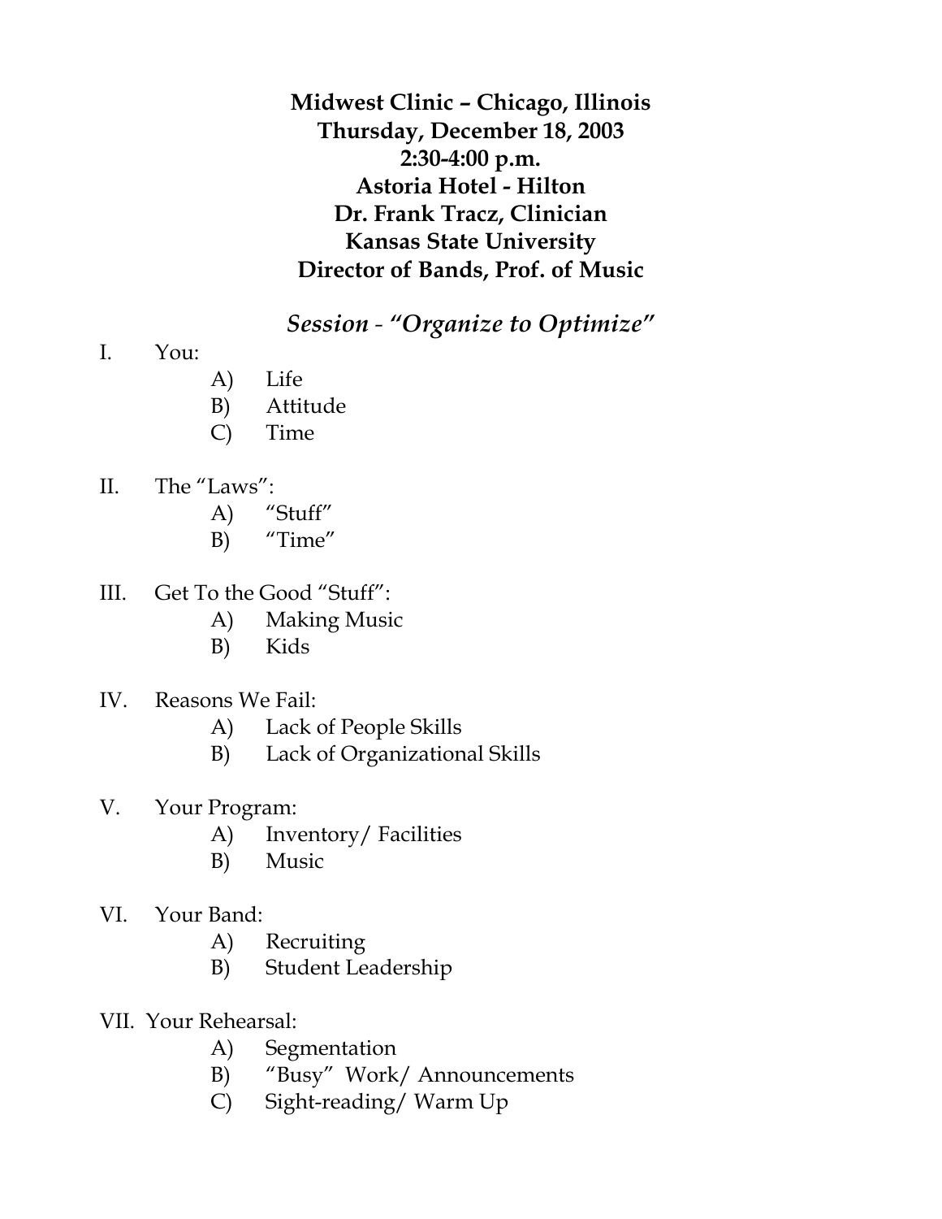**Midwest Clinic – Chicago, Illinois**
**Thursday, December 18, 2003**
**2:30-4:00 p.m.**
**Astoria Hotel - Hilton**
**Dr. Frank Tracz, Clinician**
**Kansas State University**
**Director of Bands, Prof. of Music**

## *Session - "Organize to Optimize"*

I. You:
   A) Life
   B) Attitude
   C) Time

II. The "Laws":
   A) "Stuff"
   B) "Time"

III. Get To the Good "Stuff":
   A) Making Music
   B) Kids

IV. Reasons We Fail:
   A) Lack of People Skills
   B) Lack of Organizational Skills

V. Your Program:
   A) Inventory/ Facilities
   B) Music

VI. Your Band:
   A) Recruiting
   B) Student Leadership

VII. Your Rehearsal:
   A) Segmentation
   B) "Busy" Work/ Announcements
   C) Sight-reading/ Warm Up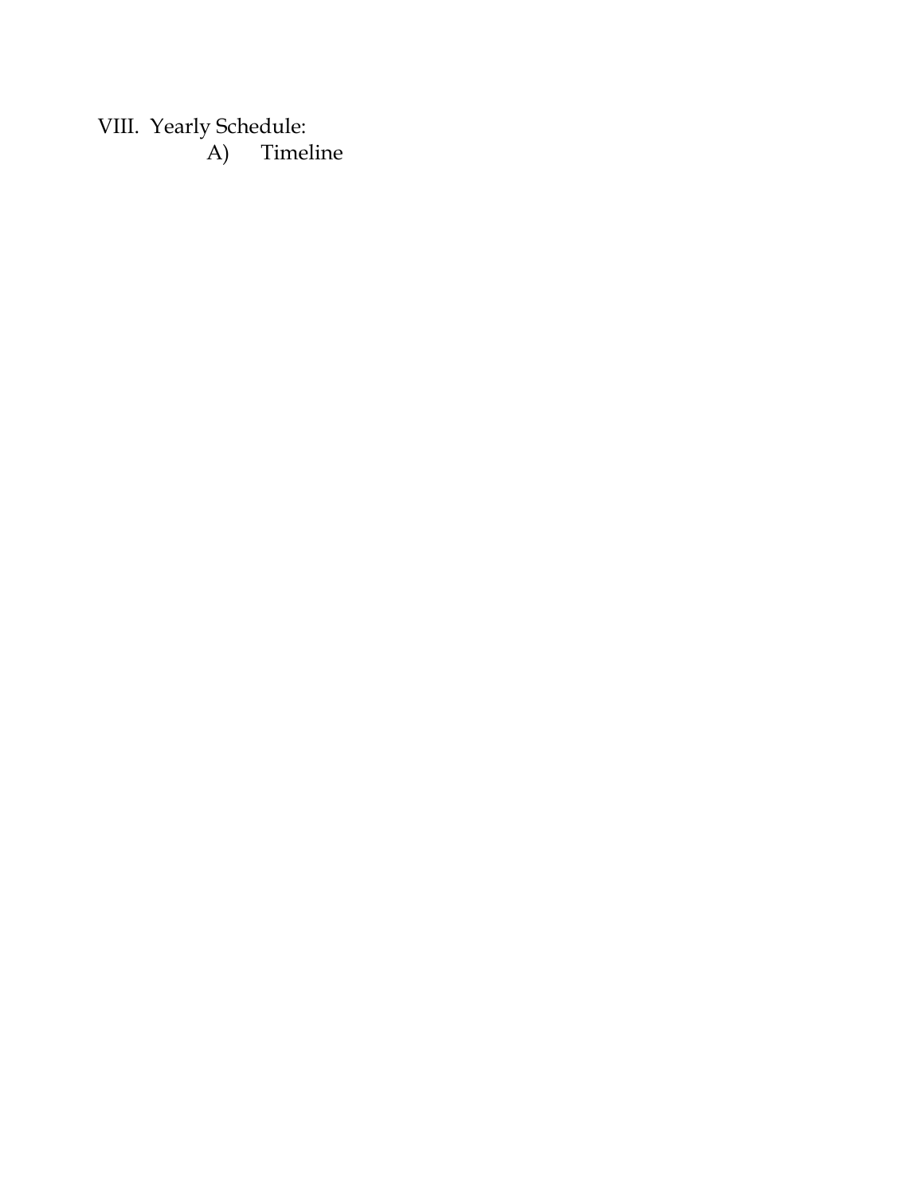VIII. Yearly Schedule:

A) Timeline